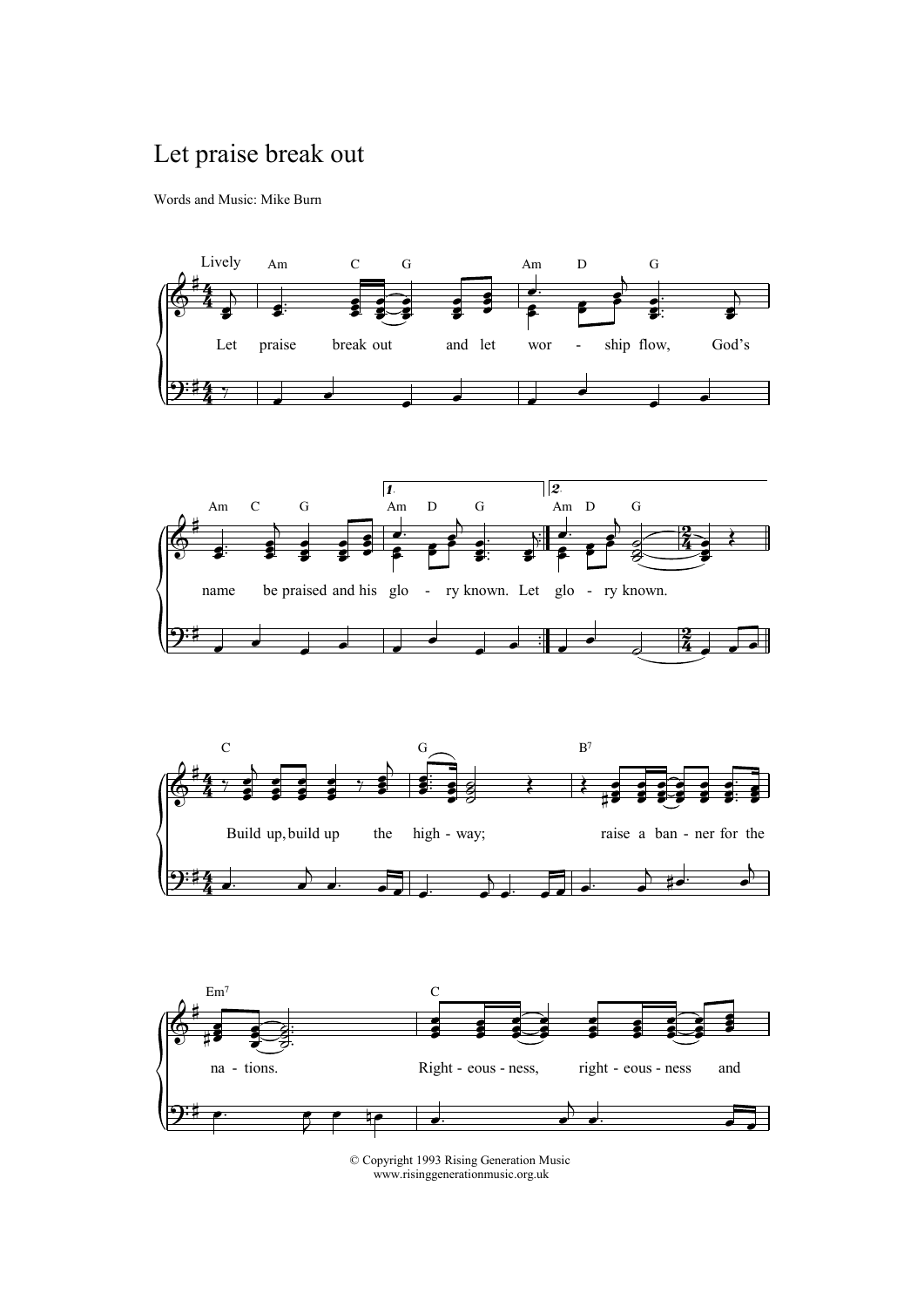# Let praise break out

Words and Music: Mike Burn

Lively

Am C G Am D G
Let praise break out and let wor - ship flow, God's

Am C G Am D G Am D G
name be praised and his glo - ry known. Let glo - ry known.

C G B7
Build up, build up the high - way; raise a ban - ner for the

Em7 C
na - tions. Right - eous - ness, right - eous - ness and

© Copyright 1993 Rising Generation Music
www.risinggenerationmusic.org.uk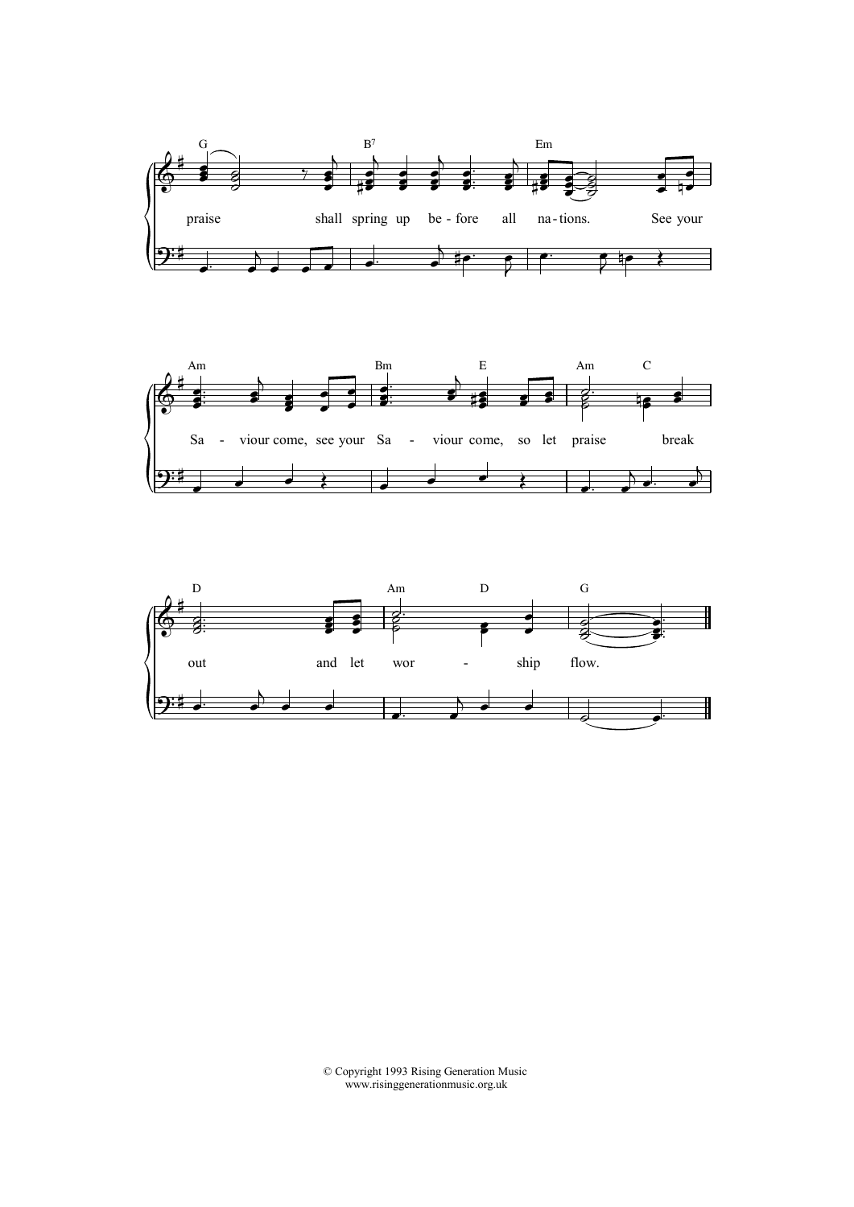praise shall spring up be-fore all na-tions. See your

Sa - viour come, see your Sa - viour come, so let praise break

out and let wor - ship flow.

© Copyright 1993 Rising Generation Music
www.risinggenerationmusic.org.uk